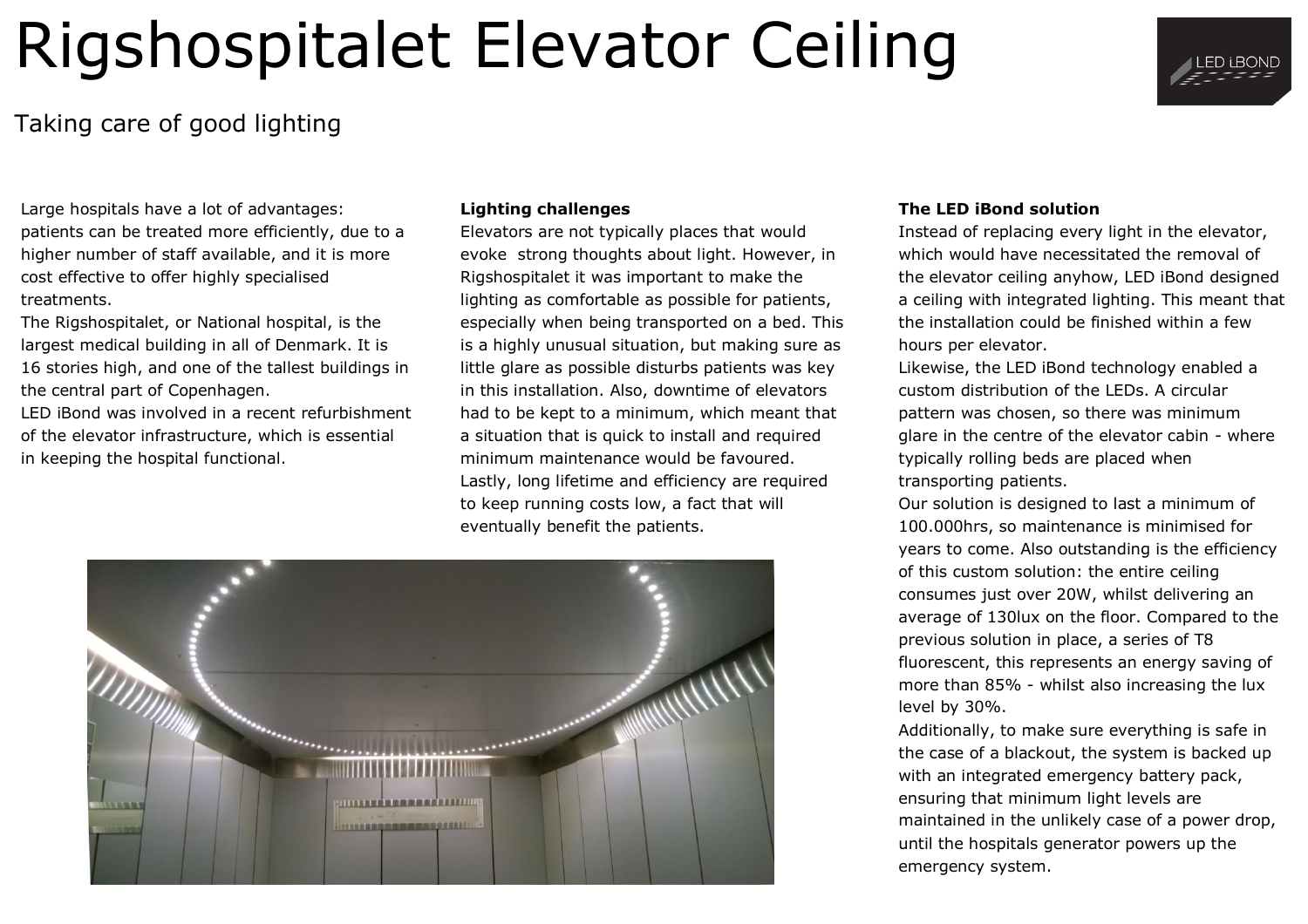# Rigshospitalet Elevator Ceiling

## Taking care of good lighting

Large hospitals have a lot of advantages: patients can be treated more efficiently, due to a higher number of staff available, and it is more cost effective to offer highly specialised treatments.
The Rigshospitalet, or National hospital, is the largest medical building in all of Denmark. It is 16 stories high, and one of the tallest buildings in the central part of Copenhagen.
LED iBond was involved in a recent refurbishment of the elevator infrastructure, which is essential in keeping the hospital functional.

**Lighting challenges**
Elevators are not typically places that would evoke strong thoughts about light. However, in Rigshospitalet it was important to make the lighting as comfortable as possible for patients, especially when being transported on a bed. This is a highly unusual situation, but making sure as little glare as possible disturbs patients was key in this installation. Also, downtime of elevators had to be kept to a minimum, which meant that a situation that is quick to install and required minimum maintenance would be favoured.
Lastly, long lifetime and efficiency are required to keep running costs low, a fact that will eventually benefit the patients.

**The LED iBond solution**
Instead of replacing every light in the elevator, which would have necessitated the removal of the elevator ceiling anyhow, LED iBond designed a ceiling with integrated lighting. This meant that the installation could be finished within a few hours per elevator.
Likewise, the LED iBond technology enabled a custom distribution of the LEDs. A circular pattern was chosen, so there was minimum glare in the centre of the elevator cabin - where typically rolling beds are placed when transporting patients.
Our solution is designed to last a minimum of 100.000hrs, so maintenance is minimised for years to come. Also outstanding is the efficiency of this custom solution: the entire ceiling consumes just over 20W, whilst delivering an average of 130lux on the floor. Compared to the previous solution in place, a series of T8 fluorescent, this represents an energy saving of more than 85% - whilst also increasing the lux level by 30%.
Additionally, to make sure everything is safe in the case of a blackout, the system is backed up with an integrated emergency battery pack, ensuring that minimum light levels are maintained in the unlikely case of a power drop, until the hospitals generator powers up the emergency system.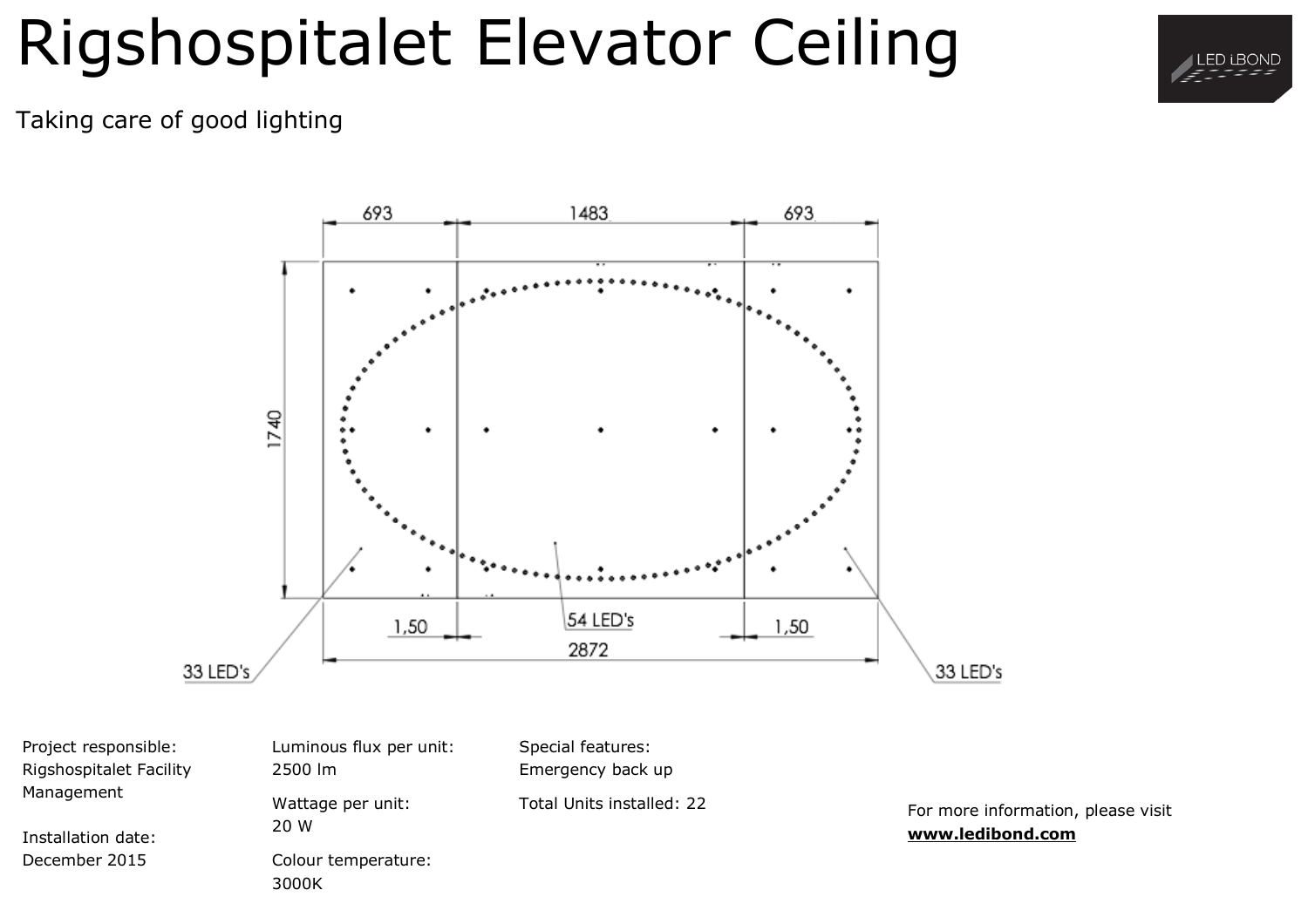# Rigshospitalet Elevator Ceiling

Taking care of good lighting

693
1483
693
1740
1,50
54 LED's
1,50
2872
33 LED's
33 LED's

Project responsible:
Rigshospitalet Facility Management

Installation date:
December 2015

Luminous flux per unit:
2500 lm

Wattage per unit:
20 W

Colour temperature:
3000K

Special features:
Emergency back up

Total Units installed: 22

For more information, please visit
**www.ledibond.com**